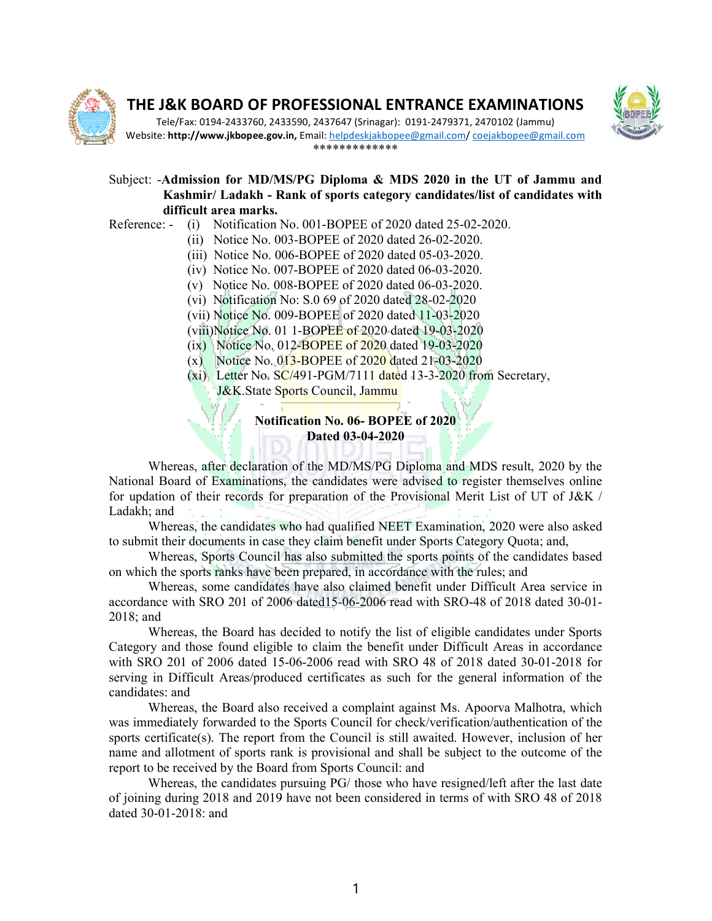# THE J&K BOARD OF PROFESSIONAL ENTRANCE EXAMINATIONS

Tele/Fax: 0194-2433760, 2433590, 2437647 (Srinagar): 0191-2479371, 2470102 (Jammu)
Website: **http://www.jkbopee.gov.in,** Email: helpdeskjakbopee@gmail.com/ coejakbopee@gmail.com

*************

Subject: -**Admission for MD/MS/PG Diploma & MDS 2020 in the UT of Jammu and Kashmir/ Ladakh - Rank of sports category candidates/list of candidates with difficult area marks.**

Reference: -
- (i) Notification No. 001-BOPEE of 2020 dated 25-02-2020.
- (ii) Notice No. 003-BOPEE of 2020 dated 26-02-2020.
- (iii) Notice No. 006-BOPEE of 2020 dated 05-03-2020.
- (iv) Notice No. 007-BOPEE of 2020 dated 06-03-2020.
- (v) Notice No. 008-BOPEE of 2020 dated 06-03-2020.
- (vi) Notification No: S.0 69 of 2020 dated 28-02-2020
- (vii) Notice No. 009-BOPEE of 2020 dated 11-03-2020
- (viii)Notice No. 01 1-BOPEE of 2020 dated 19-03-2020
- (ix) Notice No. 012-BOPEE of 2020 dated 19-03-2020
- (x) Notice No. 013-BOPEE of 2020 dated 21-03-2020
- (xi) Letter No. SC/491-PGM/7111 dated 13-3-2020 from Secretary, J&K.State Sports Council, Jammu

**Notification No. 06- BOPEE of 2020**
**Dated 03-04-2020**

Whereas, after declaration of the MD/MS/PG Diploma and MDS result, 2020 by the National Board of Examinations, the candidates were advised to register themselves online for updation of their records for preparation of the Provisional Merit List of UT of J&K / Ladakh; and

Whereas, the candidates who had qualified NEET Examination, 2020 were also asked to submit their documents in case they claim benefit under Sports Category Quota; and,

Whereas, Sports Council has also submitted the sports points of the candidates based on which the sports ranks have been prepared, in accordance with the rules; and

Whereas, some candidates have also claimed benefit under Difficult Area service in accordance with SRO 201 of 2006 dated15-06-2006 read with SRO-48 of 2018 dated 30-01-2018; and

Whereas, the Board has decided to notify the list of eligible candidates under Sports Category and those found eligible to claim the benefit under Difficult Areas in accordance with SRO 201 of 2006 dated 15-06-2006 read with SRO 48 of 2018 dated 30-01-2018 for serving in Difficult Areas/produced certificates as such for the general information of the candidates: and

Whereas, the Board also received a complaint against Ms. Apoorva Malhotra, which was immediately forwarded to the Sports Council for check/verification/authentication of the sports certificate(s). The report from the Council is still awaited. However, inclusion of her name and allotment of sports rank is provisional and shall be subject to the outcome of the report to be received by the Board from Sports Council: and

Whereas, the candidates pursuing PG/ those who have resigned/left after the last date of joining during 2018 and 2019 have not been considered in terms of with SRO 48 of 2018 dated 30-01-2018: and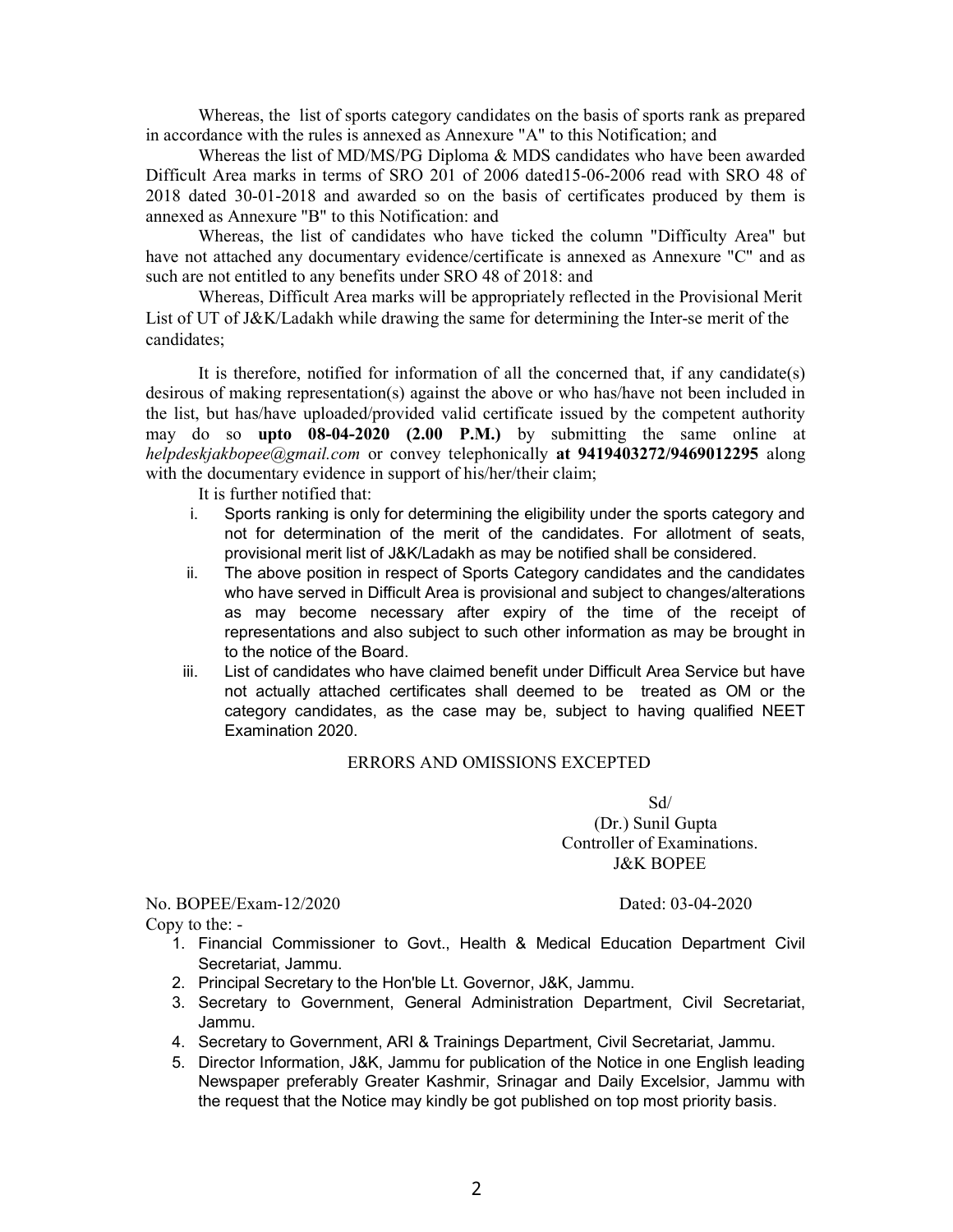Whereas, the list of sports category candidates on the basis of sports rank as prepared in accordance with the rules is annexed as Annexure "A" to this Notification; and

Whereas the list of MD/MS/PG Diploma & MDS candidates who have been awarded Difficult Area marks in terms of SRO 201 of 2006 dated15-06-2006 read with SRO 48 of 2018 dated 30-01-2018 and awarded so on the basis of certificates produced by them is annexed as Annexure "B" to this Notification: and

Whereas, the list of candidates who have ticked the column "Difficulty Area" but have not attached any documentary evidence/certificate is annexed as Annexure "C" and as such are not entitled to any benefits under SRO 48 of 2018: and

Whereas, Difficult Area marks will be appropriately reflected in the Provisional Merit List of UT of J&K/Ladakh while drawing the same for determining the Inter-se merit of the candidates;

It is therefore, notified for information of all the concerned that, if any candidate(s) desirous of making representation(s) against the above or who has/have not been included in the list, but has/have uploaded/provided valid certificate issued by the competent authority may do so **upto 08-04-2020 (2.00 P.M.)** by submitting the same online at *helpdeskjakbopee@gmail.com* or convey telephonically **at 9419403272/9469012295** along with the documentary evidence in support of his/her/their claim;

It is further notified that:

i. Sports ranking is only for determining the eligibility under the sports category and not for determination of the merit of the candidates. For allotment of seats, provisional merit list of J&K/Ladakh as may be notified shall be considered.

ii. The above position in respect of Sports Category candidates and the candidates who have served in Difficult Area is provisional and subject to changes/alterations as may become necessary after expiry of the time of the receipt of representations and also subject to such other information as may be brought in to the notice of the Board.

iii. List of candidates who have claimed benefit under Difficult Area Service but have not actually attached certificates shall deemed to be treated as OM or the category candidates, as the case may be, subject to having qualified NEET Examination 2020.

ERRORS AND OMISSIONS EXCEPTED

Sd/
(Dr.) Sunil Gupta
Controller of Examinations.
J&K BOPEE

No. BOPEE/Exam-12/2020 Dated: 03-04-2020

Copy to the: -

1. Financial Commissioner to Govt., Health & Medical Education Department Civil Secretariat, Jammu.
2. Principal Secretary to the Hon'ble Lt. Governor, J&K, Jammu.
3. Secretary to Government, General Administration Department, Civil Secretariat, Jammu.
4. Secretary to Government, ARI & Trainings Department, Civil Secretariat, Jammu.
5. Director Information, J&K, Jammu for publication of the Notice in one English leading Newspaper preferably Greater Kashmir, Srinagar and Daily Excelsior, Jammu with the request that the Notice may kindly be got published on top most priority basis.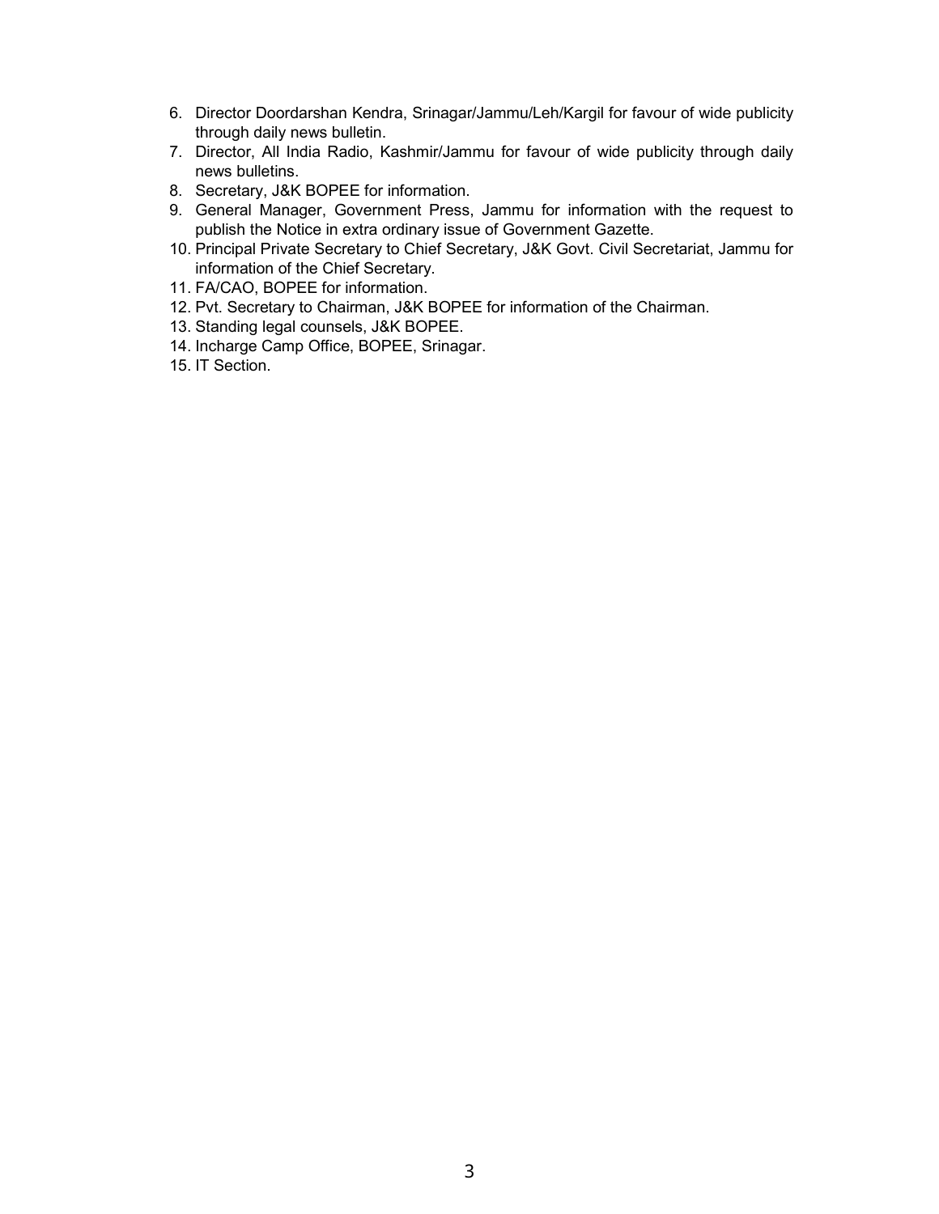6. Director Doordarshan Kendra, Srinagar/Jammu/Leh/Kargil for favour of wide publicity through daily news bulletin.
7. Director, All India Radio, Kashmir/Jammu for favour of wide publicity through daily news bulletins.
8. Secretary, J&K BOPEE for information.
9. General Manager, Government Press, Jammu for information with the request to publish the Notice in extra ordinary issue of Government Gazette.
10. Principal Private Secretary to Chief Secretary, J&K Govt. Civil Secretariat, Jammu for information of the Chief Secretary.
11. FA/CAO, BOPEE for information.
12. Pvt. Secretary to Chairman, J&K BOPEE for information of the Chairman.
13. Standing legal counsels, J&K BOPEE.
14. Incharge Camp Office, BOPEE, Srinagar.
15. IT Section.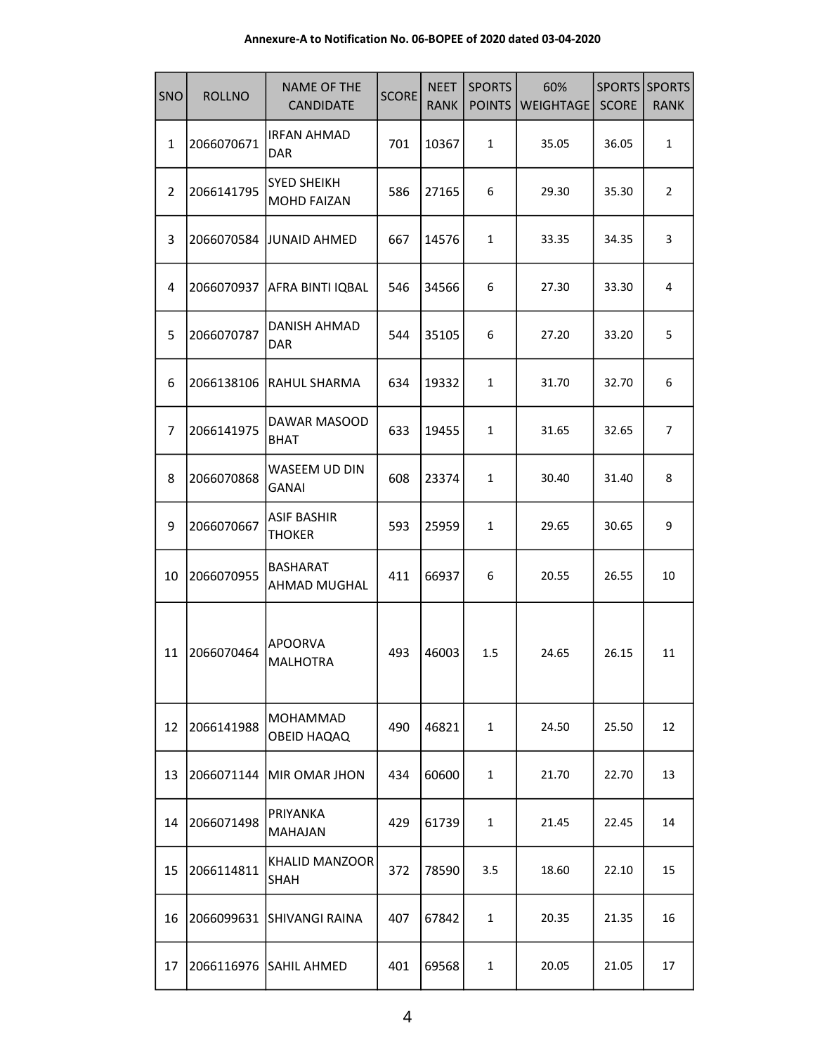**Annexure-A to Notification No. 06-BOPEE of 2020 dated 03-04-2020**

| SNO | ROLLNO | NAME OF THE CANDIDATE | SCORE | NEET RANK | SPORTS POINTS | 60% WEIGHTAGE | SPORTS SCORE | SPORTS RANK |
|---|---|---|---|---|---|---|---|---|
| 1 | 2066070671 | IRFAN AHMAD DAR | 701 | 10367 | 1 | 35.05 | 36.05 | 1 |
| 2 | 2066141795 | SYED SHEIKH MOHD FAIZAN | 586 | 27165 | 6 | 29.30 | 35.30 | 2 |
| 3 | 2066070584 | JUNAID AHMED | 667 | 14576 | 1 | 33.35 | 34.35 | 3 |
| 4 | 2066070937 | AFRA BINTI IQBAL | 546 | 34566 | 6 | 27.30 | 33.30 | 4 |
| 5 | 2066070787 | DANISH AHMAD DAR | 544 | 35105 | 6 | 27.20 | 33.20 | 5 |
| 6 | 2066138106 | RAHUL SHARMA | 634 | 19332 | 1 | 31.70 | 32.70 | 6 |
| 7 | 2066141975 | DAWAR MASOOD BHAT | 633 | 19455 | 1 | 31.65 | 32.65 | 7 |
| 8 | 2066070868 | WASEEM UD DIN GANAI | 608 | 23374 | 1 | 30.40 | 31.40 | 8 |
| 9 | 2066070667 | ASIF BASHIR THOKER | 593 | 25959 | 1 | 29.65 | 30.65 | 9 |
| 10 | 2066070955 | BASHARAT AHMAD MUGHAL | 411 | 66937 | 6 | 20.55 | 26.55 | 10 |
| 11 | 2066070464 | APOORVA MALHOTRA | 493 | 46003 | 1.5 | 24.65 | 26.15 | 11 |
| 12 | 2066141988 | MOHAMMAD OBEID HAQAQ | 490 | 46821 | 1 | 24.50 | 25.50 | 12 |
| 13 | 2066071144 | MIR OMAR JHON | 434 | 60600 | 1 | 21.70 | 22.70 | 13 |
| 14 | 2066071498 | PRIYANKA MAHAJAN | 429 | 61739 | 1 | 21.45 | 22.45 | 14 |
| 15 | 2066114811 | KHALID MANZOOR SHAH | 372 | 78590 | 3.5 | 18.60 | 22.10 | 15 |
| 16 | 2066099631 | SHIVANGI RAINA | 407 | 67842 | 1 | 20.35 | 21.35 | 16 |
| 17 | 2066116976 | SAHIL AHMED | 401 | 69568 | 1 | 20.05 | 21.05 | 17 |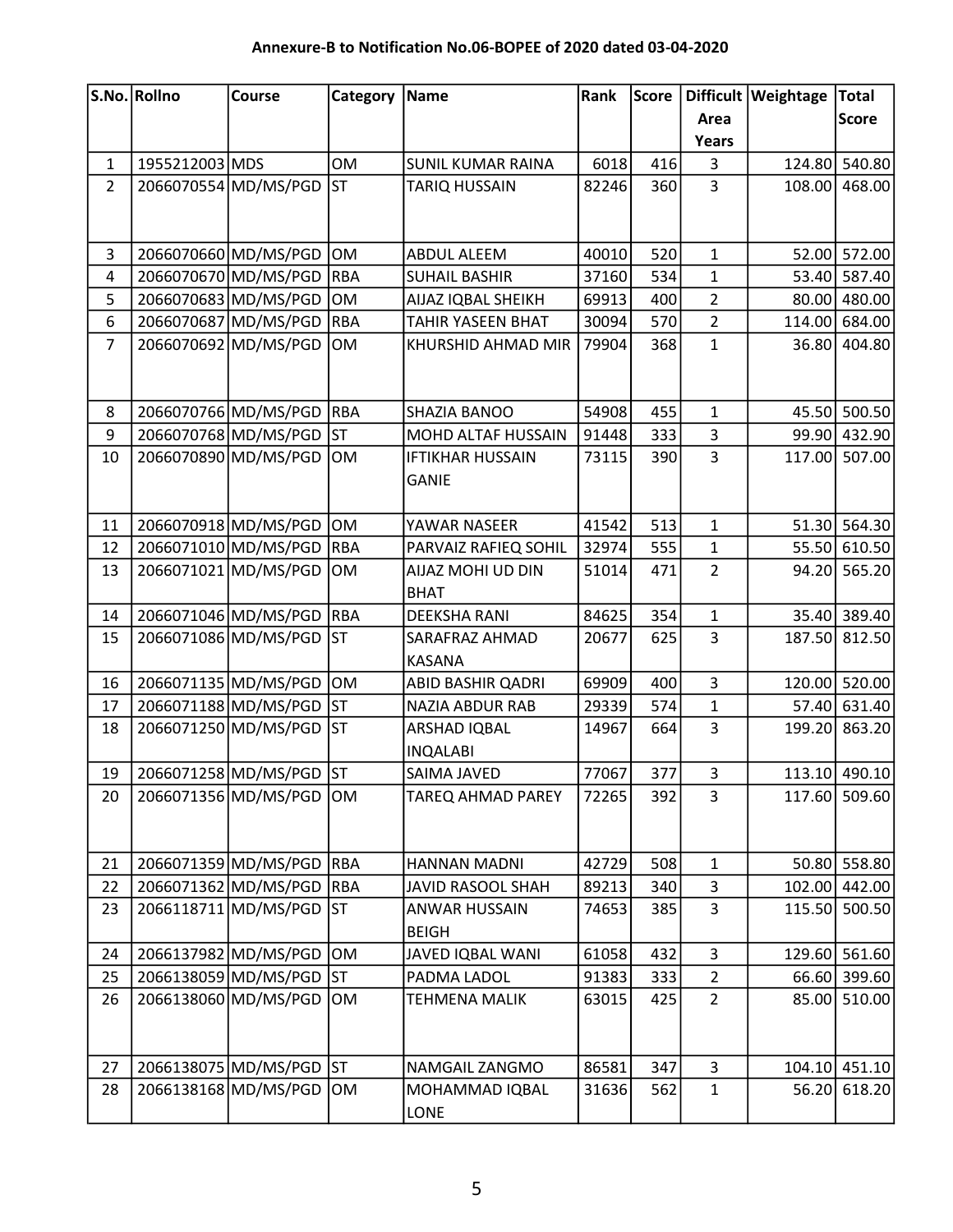**Annexure-B to Notification No.06-BOPEE of 2020 dated 03-04-2020**

| S.No. | Rollno | Course | Category | Name | Rank | Score | Difficult Area Years | Weightage | Total Score |
|---|---|---|---|---|---|---|---|---|---|
| 1 | 1955212003 | MDS | OM | SUNIL KUMAR RAINA | 6018 | 416 | 3 | 124.80 | 540.80 |
| 2 | 2066070554 | MD/MS/PGD | ST | TARIQ HUSSAIN | 82246 | 360 | 3 | 108.00 | 468.00 |
| 3 | 2066070660 | MD/MS/PGD | OM | ABDUL ALEEM | 40010 | 520 | 1 | 52.00 | 572.00 |
| 4 | 2066070670 | MD/MS/PGD | RBA | SUHAIL BASHIR | 37160 | 534 | 1 | 53.40 | 587.40 |
| 5 | 2066070683 | MD/MS/PGD | OM | AIJAZ IQBAL SHEIKH | 69913 | 400 | 2 | 80.00 | 480.00 |
| 6 | 2066070687 | MD/MS/PGD | RBA | TAHIR YASEEN BHAT | 30094 | 570 | 2 | 114.00 | 684.00 |
| 7 | 2066070692 | MD/MS/PGD | OM | KHURSHID AHMAD MIR | 79904 | 368 | 1 | 36.80 | 404.80 |
| 8 | 2066070766 | MD/MS/PGD | RBA | SHAZIA BANOO | 54908 | 455 | 1 | 45.50 | 500.50 |
| 9 | 2066070768 | MD/MS/PGD | ST | MOHD ALTAF HUSSAIN | 91448 | 333 | 3 | 99.90 | 432.90 |
| 10 | 2066070890 | MD/MS/PGD | OM | IFTIKHAR HUSSAIN GANIE | 73115 | 390 | 3 | 117.00 | 507.00 |
| 11 | 2066070918 | MD/MS/PGD | OM | YAWAR NASEER | 41542 | 513 | 1 | 51.30 | 564.30 |
| 12 | 2066071010 | MD/MS/PGD | RBA | PARVAIZ RAFIEQ SOHIL | 32974 | 555 | 1 | 55.50 | 610.50 |
| 13 | 2066071021 | MD/MS/PGD | OM | AIJAZ MOHI UD DIN BHAT | 51014 | 471 | 2 | 94.20 | 565.20 |
| 14 | 2066071046 | MD/MS/PGD | RBA | DEEKSHA RANI | 84625 | 354 | 1 | 35.40 | 389.40 |
| 15 | 2066071086 | MD/MS/PGD | ST | SARAFRAZ AHMAD KASANA | 20677 | 625 | 3 | 187.50 | 812.50 |
| 16 | 2066071135 | MD/MS/PGD | OM | ABID BASHIR QADRI | 69909 | 400 | 3 | 120.00 | 520.00 |
| 17 | 2066071188 | MD/MS/PGD | ST | NAZIA ABDUR RAB | 29339 | 574 | 1 | 57.40 | 631.40 |
| 18 | 2066071250 | MD/MS/PGD | ST | ARSHAD IQBAL INQALABI | 14967 | 664 | 3 | 199.20 | 863.20 |
| 19 | 2066071258 | MD/MS/PGD | ST | SAIMA JAVED | 77067 | 377 | 3 | 113.10 | 490.10 |
| 20 | 2066071356 | MD/MS/PGD | OM | TAREQ AHMAD PAREY | 72265 | 392 | 3 | 117.60 | 509.60 |
| 21 | 2066071359 | MD/MS/PGD | RBA | HANNAN MADNI | 42729 | 508 | 1 | 50.80 | 558.80 |
| 22 | 2066071362 | MD/MS/PGD | RBA | JAVID RASOOL SHAH | 89213 | 340 | 3 | 102.00 | 442.00 |
| 23 | 2066118711 | MD/MS/PGD | ST | ANWAR HUSSAIN BEIGH | 74653 | 385 | 3 | 115.50 | 500.50 |
| 24 | 2066137982 | MD/MS/PGD | OM | JAVED IQBAL WANI | 61058 | 432 | 3 | 129.60 | 561.60 |
| 25 | 2066138059 | MD/MS/PGD | ST | PADMA LADOL | 91383 | 333 | 2 | 66.60 | 399.60 |
| 26 | 2066138060 | MD/MS/PGD | OM | TEHMENA MALIK | 63015 | 425 | 2 | 85.00 | 510.00 |
| 27 | 2066138075 | MD/MS/PGD | ST | NAMGAIL ZANGMO | 86581 | 347 | 3 | 104.10 | 451.10 |
| 28 | 2066138168 | MD/MS/PGD | OM | MOHAMMAD IQBAL LONE | 31636 | 562 | 1 | 56.20 | 618.20 |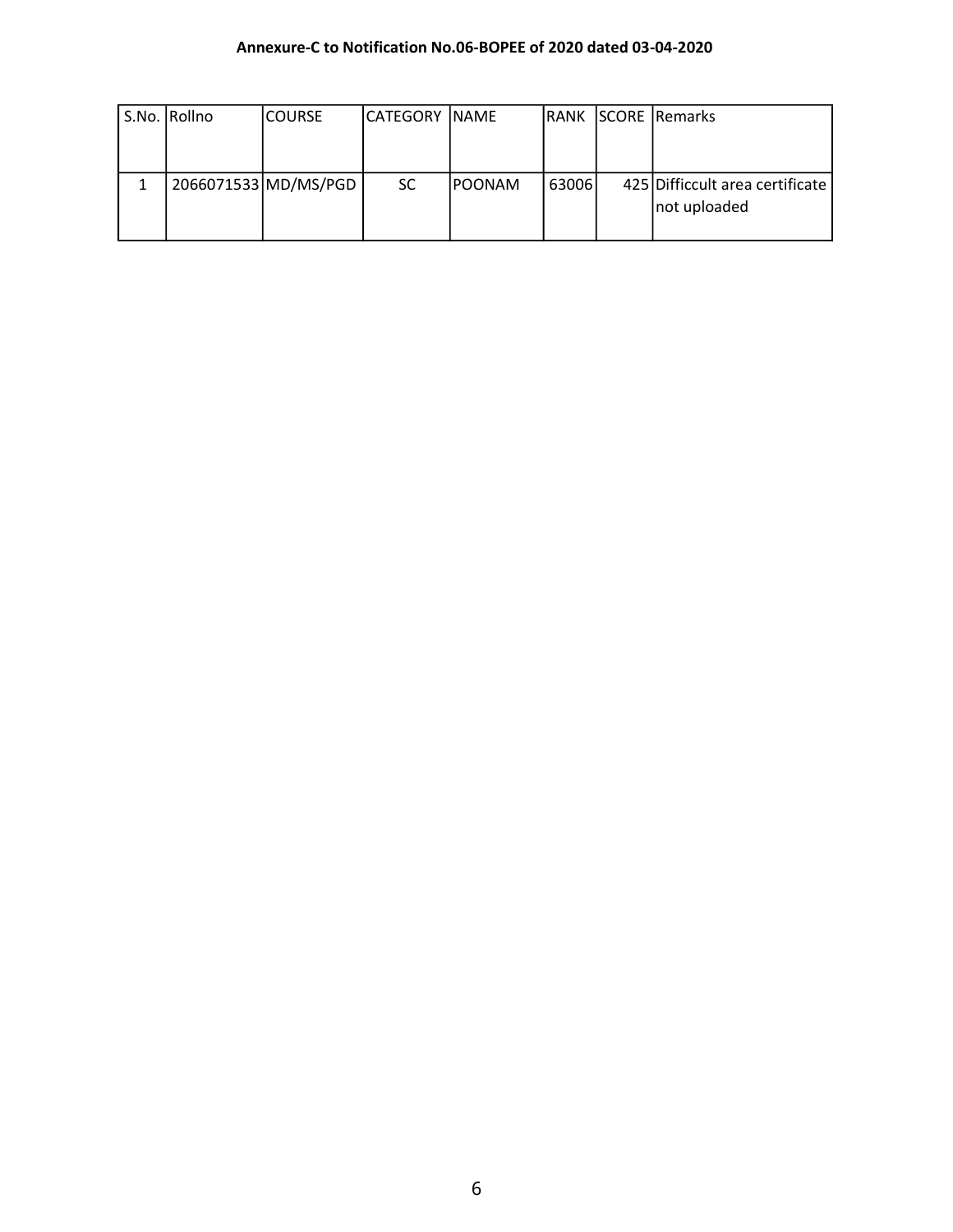**Annexure-C to Notification No.06-BOPEE of 2020 dated 03-04-2020**

| S.No. | Rollno | COURSE | CATEGORY | NAME | RANK | SCORE | Remarks |
|---|---|---|---|---|---|---|---|
| 1 | 2066071533 | MD/MS/PGD | SC | POONAM | 63006 | 425 | Difficcult area certificate not uploaded |